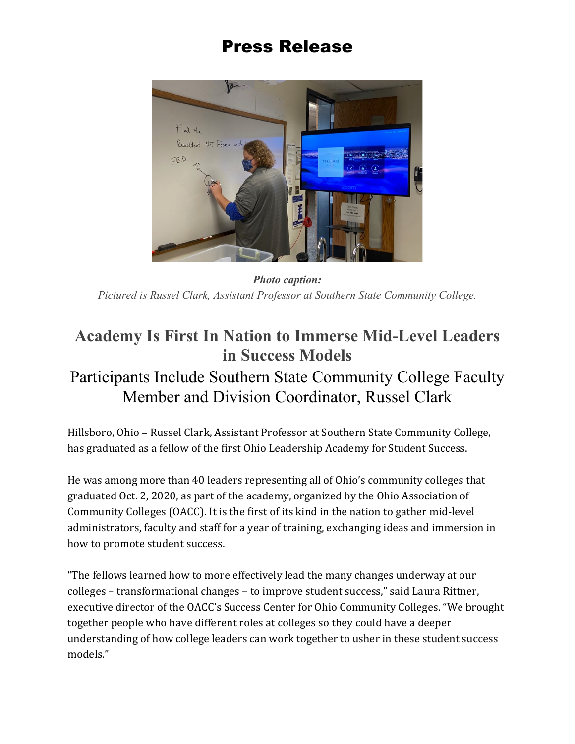# Press Release

***Photo caption:***

*Pictured is Russel Clark, Assistant Professor at Southern State Community College.*

## Academy Is First In Nation to Immerse Mid-Level Leaders in Success Models

### Participants Include Southern State Community College Faculty Member and Division Coordinator, Russel Clark

Hillsboro, Ohio – Russel Clark, Assistant Professor at Southern State Community College, has graduated as a fellow of the first Ohio Leadership Academy for Student Success.

He was among more than 40 leaders representing all of Ohio's community colleges that graduated Oct. 2, 2020, as part of the academy, organized by the Ohio Association of Community Colleges (OACC). It is the first of its kind in the nation to gather mid-level administrators, faculty and staff for a year of training, exchanging ideas and immersion in how to promote student success.

"The fellows learned how to more effectively lead the many changes underway at our colleges – transformational changes – to improve student success," said Laura Rittner, executive director of the OACC's Success Center for Ohio Community Colleges. "We brought together people who have different roles at colleges so they could have a deeper understanding of how college leaders can work together to usher in these student success models."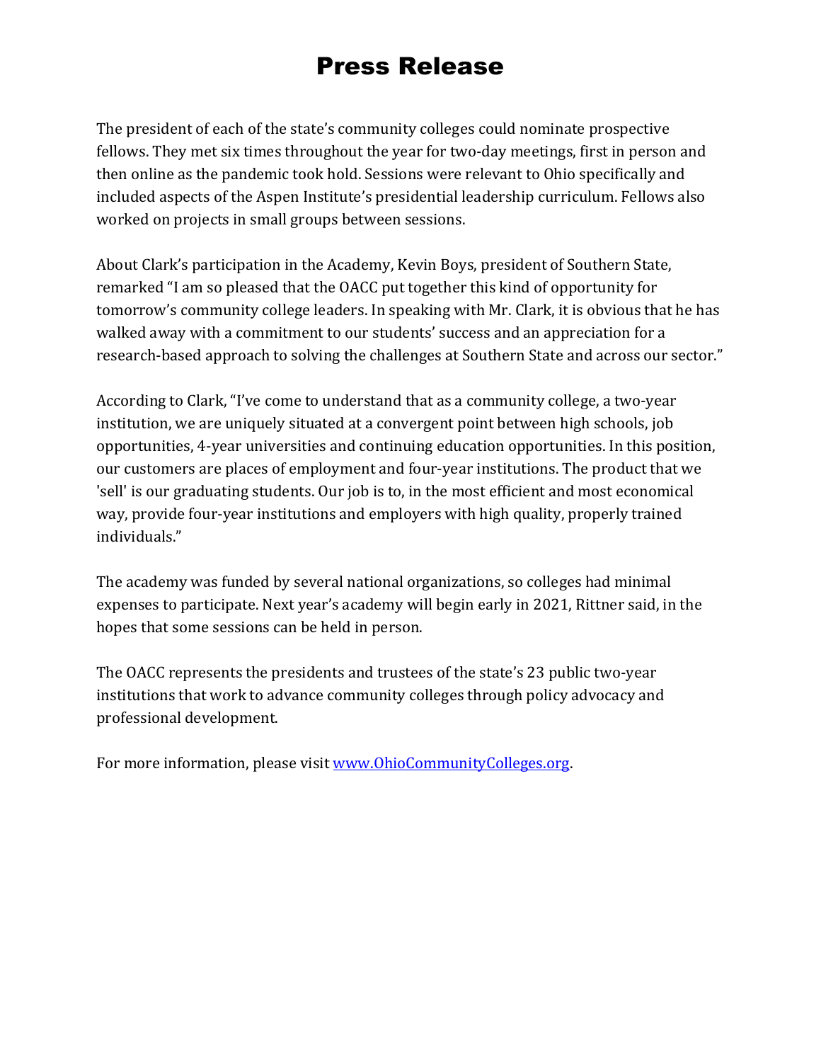# Press Release

The president of each of the state's community colleges could nominate prospective fellows. They met six times throughout the year for two-day meetings, first in person and then online as the pandemic took hold. Sessions were relevant to Ohio specifically and included aspects of the Aspen Institute's presidential leadership curriculum. Fellows also worked on projects in small groups between sessions.

About Clark's participation in the Academy, Kevin Boys, president of Southern State, remarked "I am so pleased that the OACC put together this kind of opportunity for tomorrow's community college leaders. In speaking with Mr. Clark, it is obvious that he has walked away with a commitment to our students' success and an appreciation for a research-based approach to solving the challenges at Southern State and across our sector."

According to Clark, "I've come to understand that as a community college, a two-year institution, we are uniquely situated at a convergent point between high schools, job opportunities, 4-year universities and continuing education opportunities. In this position, our customers are places of employment and four-year institutions. The product that we 'sell' is our graduating students. Our job is to, in the most efficient and most economical way, provide four-year institutions and employers with high quality, properly trained individuals."

The academy was funded by several national organizations, so colleges had minimal expenses to participate. Next year's academy will begin early in 2021, Rittner said, in the hopes that some sessions can be held in person.

The OACC represents the presidents and trustees of the state's 23 public two-year institutions that work to advance community colleges through policy advocacy and professional development.

For more information, please visit [www.OhioCommunityColleges.org](http://www.OhioCommunityColleges.org).